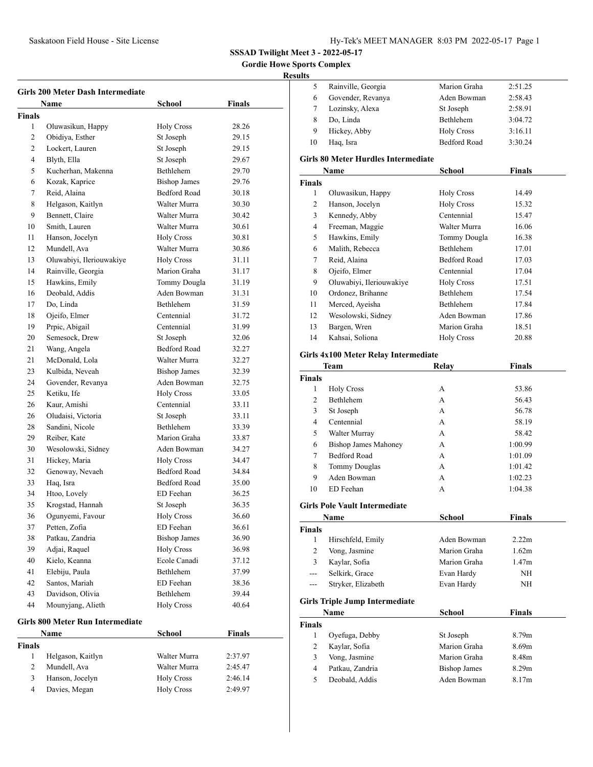**SSSAD Twilight Meet 3 - 2022-05-17**

**Gordie Howe Sports Complex**

**Results**

### Girls 200 Meter Dash Intermediate

| | Name | School | Finals |
|---|---|---|---|
| **Finals** | | | |
| 1 | Oluwasikun, Happy | Holy Cross | 28.26 |
| 2 | Obidiya, Esther | St Joseph | 29.15 |
| 2 | Lockert, Lauren | St Joseph | 29.15 |
| 4 | Blyth, Ella | St Joseph | 29.67 |
| 5 | Kucherhan, Makenna | Bethlehem | 29.70 |
| 6 | Kozak, Kaprice | Bishop James | 29.76 |
| 7 | Reid, Alaina | Bedford Road | 30.18 |
| 8 | Helgason, Kaitlyn | Walter Murra | 30.30 |
| 9 | Bennett, Claire | Walter Murra | 30.42 |
| 10 | Smith, Lauren | Walter Murra | 30.61 |
| 11 | Hanson, Jocelyn | Holy Cross | 30.81 |
| 12 | Mundell, Ava | Walter Murra | 30.86 |
| 13 | Oluwabiyi, Ileriouwakiye | Holy Cross | 31.11 |
| 14 | Rainville, Georgia | Marion Graha | 31.17 |
| 15 | Hawkins, Emily | Tommy Dougla | 31.19 |
| 16 | Deobald, Addis | Aden Bowman | 31.31 |
| 17 | Do, Linda | Bethlehem | 31.59 |
| 18 | Ojeifo, Elmer | Centennial | 31.72 |
| 19 | Prpic, Abigail | Centennial | 31.99 |
| 20 | Semesock, Drew | St Joseph | 32.06 |
| 21 | Wang, Angela | Bedford Road | 32.27 |
| 21 | McDonald, Lola | Walter Murra | 32.27 |
| 23 | Kulbida, Neveah | Bishop James | 32.39 |
| 24 | Govender, Revanya | Aden Bowman | 32.75 |
| 25 | Ketiku, Ife | Holy Cross | 33.05 |
| 26 | Kaur, Amishi | Centennial | 33.11 |
| 26 | Oludaisi, Victoria | St Joseph | 33.11 |
| 28 | Sandini, Nicole | Bethlehem | 33.39 |
| 29 | Reiber, Kate | Marion Graha | 33.87 |
| 30 | Wesolowski, Sidney | Aden Bowman | 34.27 |
| 31 | Hickey, Maria | Holy Cross | 34.47 |
| 32 | Genoway, Nevaeh | Bedford Road | 34.84 |
| 33 | Haq, Isra | Bedford Road | 35.00 |
| 34 | Htoo, Lovely | ED Feehan | 36.25 |
| 35 | Krogstad, Hannah | St Joseph | 36.35 |
| 36 | Ogunyemi, Favour | Holy Cross | 36.60 |
| 37 | Petten, Zofia | ED Feehan | 36.61 |
| 38 | Patkau, Zandria | Bishop James | 36.90 |
| 39 | Adjai, Raquel | Holy Cross | 36.98 |
| 40 | Kielo, Keanna | Ecole Canadi | 37.12 |
| 41 | Elebiju, Paula | Bethlehem | 37.99 |
| 42 | Santos, Mariah | ED Feehan | 38.36 |
| 43 | Davidson, Olivia | Bethlehem | 39.44 |
| 44 | Mounyjang, Alieth | Holy Cross | 40.64 |

### Girls 800 Meter Run Intermediate

| | Name | School | Finals |
|---|---|---|---|
| **Finals** | | | |
| 1 | Helgason, Kaitlyn | Walter Murra | 2:37.97 |
| 2 | Mundell, Ava | Walter Murra | 2:45.47 |
| 3 | Hanson, Jocelyn | Holy Cross | 2:46.14 |
| 4 | Davies, Megan | Holy Cross | 2:49.97 |
| 5 | Rainville, Georgia | Marion Graha | 2:51.25 |
| 6 | Govender, Revanya | Aden Bowman | 2:58.43 |
| 7 | Lozinsky, Alexa | St Joseph | 2:58.91 |
| 8 | Do, Linda | Bethlehem | 3:04.72 |
| 9 | Hickey, Abby | Holy Cross | 3:16.11 |
| 10 | Haq, Isra | Bedford Road | 3:30.24 |

### Girls 80 Meter Hurdles Intermediate

| | Name | School | Finals |
|---|---|---|---|
| **Finals** | | | |
| 1 | Oluwasikun, Happy | Holy Cross | 14.49 |
| 2 | Hanson, Jocelyn | Holy Cross | 15.32 |
| 3 | Kennedy, Abby | Centennial | 15.47 |
| 4 | Freeman, Maggie | Walter Murra | 16.06 |
| 5 | Hawkins, Emily | Tommy Dougla | 16.38 |
| 6 | Malith, Rebecca | Bethlehem | 17.01 |
| 7 | Reid, Alaina | Bedford Road | 17.03 |
| 8 | Ojeifo, Elmer | Centennial | 17.04 |
| 9 | Oluwabiyi, Ileriouwakiye | Holy Cross | 17.51 |
| 10 | Ordonez, Brihanne | Bethlehem | 17.54 |
| 11 | Merced, Ayeisha | Bethlehem | 17.84 |
| 12 | Wesolowski, Sidney | Aden Bowman | 17.86 |
| 13 | Bargen, Wren | Marion Graha | 18.51 |
| 14 | Kahsai, Soliona | Holy Cross | 20.88 |

### Girls 4x100 Meter Relay Intermediate

| | Team | Relay | Finals |
|---|---|---|---|
| **Finals** | | | |
| 1 | Holy Cross | A | 53.86 |
| 2 | Bethlehem | A | 56.43 |
| 3 | St Joseph | A | 56.78 |
| 4 | Centennial | A | 58.19 |
| 5 | Walter Murray | A | 58.42 |
| 6 | Bishop James Mahoney | A | 1:00.99 |
| 7 | Bedford Road | A | 1:01.09 |
| 8 | Tommy Douglas | A | 1:01.42 |
| 9 | Aden Bowman | A | 1:02.23 |
| 10 | ED Feehan | A | 1:04.38 |

### Girls Pole Vault Intermediate

| | Name | School | Finals |
|---|---|---|---|
| **Finals** | | | |
| 1 | Hirschfeld, Emily | Aden Bowman | 2.22m |
| 2 | Vong, Jasmine | Marion Graha | 1.62m |
| 3 | Kaylar, Sofia | Marion Graha | 1.47m |
| --- | Selkirk, Grace | Evan Hardy | NH |
| --- | Stryker, Elizabeth | Evan Hardy | NH |

### Girls Triple Jump Intermediate

| | Name | School | Finals |
|---|---|---|---|
| **Finals** | | | |
| 1 | Oyefuga, Debby | St Joseph | 8.79m |
| 2 | Kaylar, Sofia | Marion Graha | 8.69m |
| 3 | Vong, Jasmine | Marion Graha | 8.48m |
| 4 | Patkau, Zandria | Bishop James | 8.29m |
| 5 | Deobald, Addis | Aden Bowman | 8.17m |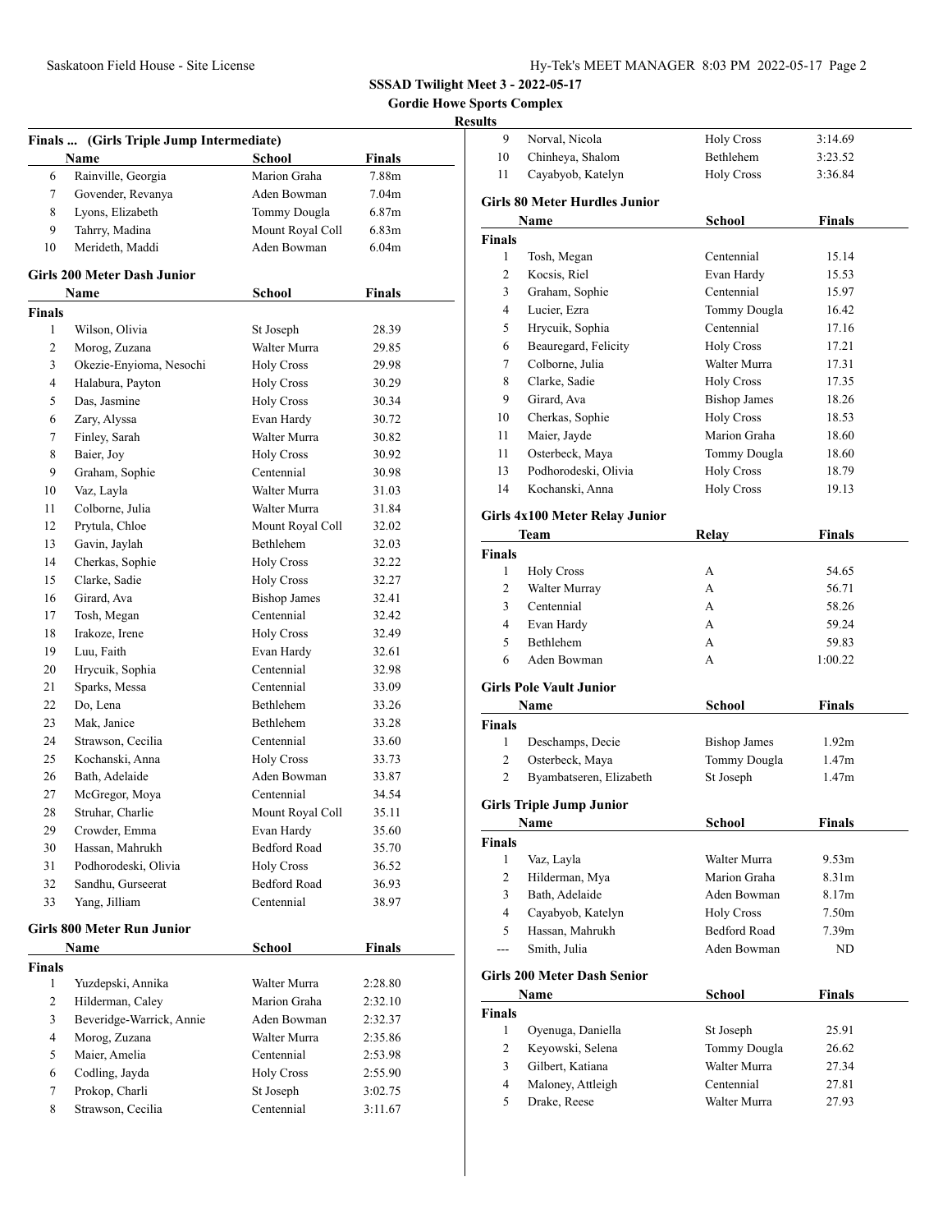**SSSAD Twilight Meet 3 - 2022-05-17**
**Gordie Howe Sports Complex**
**Results**

### Finals ... (Girls Triple Jump Intermediate)

| | Name | School | Finals |
|---|---|---|---|
| 6 | Rainville, Georgia | Marion Graha | 7.88m |
| 7 | Govender, Revanya | Aden Bowman | 7.04m |
| 8 | Lyons, Elizabeth | Tommy Dougla | 6.87m |
| 9 | Tahrry, Madina | Mount Royal Coll | 6.83m |
| 10 | Merideth, Maddi | Aden Bowman | 6.04m |

### Girls 200 Meter Dash Junior

| | Name | School | Finals |
|---|---|---|---|
| **Finals** | | | |
| 1 | Wilson, Olivia | St Joseph | 28.39 |
| 2 | Morog, Zuzana | Walter Murra | 29.85 |
| 3 | Okezie-Enyioma, Nesochi | Holy Cross | 29.98 |
| 4 | Halabura, Payton | Holy Cross | 30.29 |
| 5 | Das, Jasmine | Holy Cross | 30.34 |
| 6 | Zary, Alyssa | Evan Hardy | 30.72 |
| 7 | Finley, Sarah | Walter Murra | 30.82 |
| 8 | Baier, Joy | Holy Cross | 30.92 |
| 9 | Graham, Sophie | Centennial | 30.98 |
| 10 | Vaz, Layla | Walter Murra | 31.03 |
| 11 | Colborne, Julia | Walter Murra | 31.84 |
| 12 | Prytula, Chloe | Mount Royal Coll | 32.02 |
| 13 | Gavin, Jaylah | Bethlehem | 32.03 |
| 14 | Cherkas, Sophie | Holy Cross | 32.22 |
| 15 | Clarke, Sadie | Holy Cross | 32.27 |
| 16 | Girard, Ava | Bishop James | 32.41 |
| 17 | Tosh, Megan | Centennial | 32.42 |
| 18 | Irakoze, Irene | Holy Cross | 32.49 |
| 19 | Luu, Faith | Evan Hardy | 32.61 |
| 20 | Hrycuik, Sophia | Centennial | 32.98 |
| 21 | Sparks, Messa | Centennial | 33.09 |
| 22 | Do, Lena | Bethlehem | 33.26 |
| 23 | Mak, Janice | Bethlehem | 33.28 |
| 24 | Strawson, Cecilia | Centennial | 33.60 |
| 25 | Kochanski, Anna | Holy Cross | 33.73 |
| 26 | Bath, Adelaide | Aden Bowman | 33.87 |
| 27 | McGregor, Moya | Centennial | 34.54 |
| 28 | Struhar, Charlie | Mount Royal Coll | 35.11 |
| 29 | Crowder, Emma | Evan Hardy | 35.60 |
| 30 | Hassan, Mahrukh | Bedford Road | 35.70 |
| 31 | Podhorodeski, Olivia | Holy Cross | 36.52 |
| 32 | Sandhu, Gurseerat | Bedford Road | 36.93 |
| 33 | Yang, Jilliam | Centennial | 38.97 |

### Girls 800 Meter Run Junior

| | Name | School | Finals |
|---|---|---|---|
| **Finals** | | | |
| 1 | Yuzdepski, Annika | Walter Murra | 2:28.80 |
| 2 | Hilderman, Caley | Marion Graha | 2:32.10 |
| 3 | Beveridge-Warrick, Annie | Aden Bowman | 2:32.37 |
| 4 | Morog, Zuzana | Walter Murra | 2:35.86 |
| 5 | Maier, Amelia | Centennial | 2:53.98 |
| 6 | Codling, Jayda | Holy Cross | 2:55.90 |
| 7 | Prokop, Charli | St Joseph | 3:02.75 |
| 8 | Strawson, Cecilia | Centennial | 3:11.67 |
| 9 | Norval, Nicola | Holy Cross | 3:14.69 |
| 10 | Chinheya, Shalom | Bethlehem | 3:23.52 |
| 11 | Cayabyob, Katelyn | Holy Cross | 3:36.84 |

### Girls 80 Meter Hurdles Junior

| | Name | School | Finals |
|---|---|---|---|
| **Finals** | | | |
| 1 | Tosh, Megan | Centennial | 15.14 |
| 2 | Kocsis, Riel | Evan Hardy | 15.53 |
| 3 | Graham, Sophie | Centennial | 15.97 |
| 4 | Lucier, Ezra | Tommy Dougla | 16.42 |
| 5 | Hrycuik, Sophia | Centennial | 17.16 |
| 6 | Beauregard, Felicity | Holy Cross | 17.21 |
| 7 | Colborne, Julia | Walter Murra | 17.31 |
| 8 | Clarke, Sadie | Holy Cross | 17.35 |
| 9 | Girard, Ava | Bishop James | 18.26 |
| 10 | Cherkas, Sophie | Holy Cross | 18.53 |
| 11 | Maier, Jayde | Marion Graha | 18.60 |
| 11 | Osterbeck, Maya | Tommy Dougla | 18.60 |
| 13 | Podhorodeski, Olivia | Holy Cross | 18.79 |
| 14 | Kochanski, Anna | Holy Cross | 19.13 |

### Girls 4x100 Meter Relay Junior

| | Team | Relay | Finals |
|---|---|---|---|
| **Finals** | | | |
| 1 | Holy Cross | A | 54.65 |
| 2 | Walter Murray | A | 56.71 |
| 3 | Centennial | A | 58.26 |
| 4 | Evan Hardy | A | 59.24 |
| 5 | Bethlehem | A | 59.83 |
| 6 | Aden Bowman | A | 1:00.22 |

### Girls Pole Vault Junior

| | Name | School | Finals |
|---|---|---|---|
| **Finals** | | | |
| 1 | Deschamps, Decie | Bishop James | 1.92m |
| 2 | Osterbeck, Maya | Tommy Dougla | 1.47m |
| 2 | Byambatseren, Elizabeth | St Joseph | 1.47m |

### Girls Triple Jump Junior

| | Name | School | Finals |
|---|---|---|---|
| **Finals** | | | |
| 1 | Vaz, Layla | Walter Murra | 9.53m |
| 2 | Hilderman, Mya | Marion Graha | 8.31m |
| 3 | Bath, Adelaide | Aden Bowman | 8.17m |
| 4 | Cayabyob, Katelyn | Holy Cross | 7.50m |
| 5 | Hassan, Mahrukh | Bedford Road | 7.39m |
| --- | Smith, Julia | Aden Bowman | ND |

### Girls 200 Meter Dash Senior

| | Name | School | Finals |
|---|---|---|---|
| **Finals** | | | |
| 1 | Oyenuga, Daniella | St Joseph | 25.91 |
| 2 | Keyowski, Selena | Tommy Dougla | 26.62 |
| 3 | Gilbert, Katiana | Walter Murra | 27.34 |
| 4 | Maloney, Attleigh | Centennial | 27.81 |
| 5 | Drake, Reese | Walter Murra | 27.93 |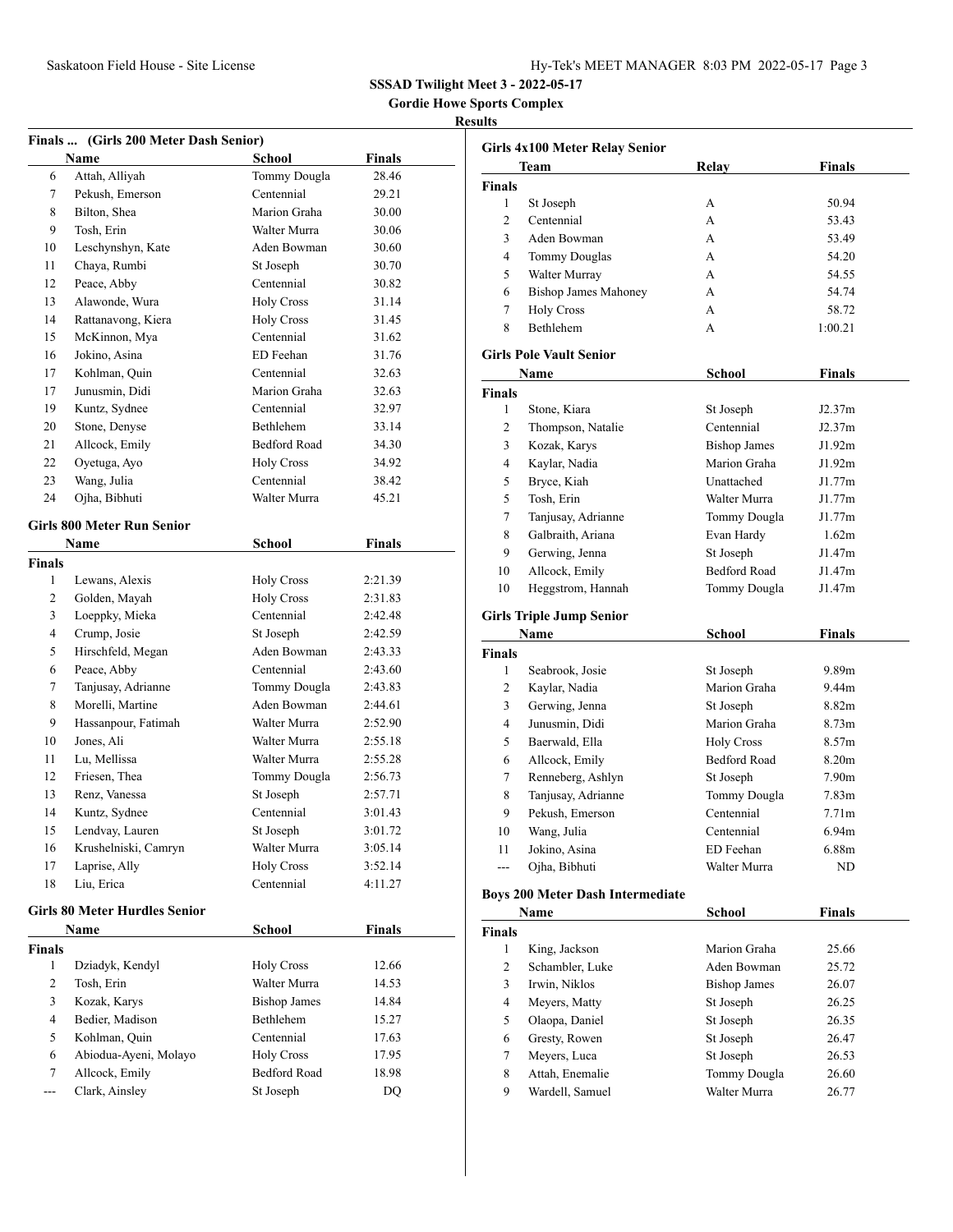**SSSAD Twilight Meet 3 - 2022-05-17**

**Gordie Howe Sports Complex**

**Results**

### Finals ... (Girls 200 Meter Dash Senior)

| | Name | School | Finals |
|---|---|---|---|
| 6 | Attah, Alliyah | Tommy Dougla | 28.46 |
| 7 | Pekush, Emerson | Centennial | 29.21 |
| 8 | Bilton, Shea | Marion Graha | 30.00 |
| 9 | Tosh, Erin | Walter Murra | 30.06 |
| 10 | Leschynshyn, Kate | Aden Bowman | 30.60 |
| 11 | Chaya, Rumbi | St Joseph | 30.70 |
| 12 | Peace, Abby | Centennial | 30.82 |
| 13 | Alawonde, Wura | Holy Cross | 31.14 |
| 14 | Rattanavong, Kiera | Holy Cross | 31.45 |
| 15 | McKinnon, Mya | Centennial | 31.62 |
| 16 | Jokino, Asina | ED Feehan | 31.76 |
| 17 | Kohlman, Quin | Centennial | 32.63 |
| 17 | Junusmin, Didi | Marion Graha | 32.63 |
| 19 | Kuntz, Sydnee | Centennial | 32.97 |
| 20 | Stone, Denyse | Bethlehem | 33.14 |
| 21 | Allcock, Emily | Bedford Road | 34.30 |
| 22 | Oyetuga, Ayo | Holy Cross | 34.92 |
| 23 | Wang, Julia | Centennial | 38.42 |
| 24 | Ojha, Bibhuti | Walter Murra | 45.21 |

### Girls 800 Meter Run Senior

| | Name | School | Finals |
|---|---|---|---|
| **Finals** | | | |
| 1 | Lewans, Alexis | Holy Cross | 2:21.39 |
| 2 | Golden, Mayah | Holy Cross | 2:31.83 |
| 3 | Loeppky, Mieka | Centennial | 2:42.48 |
| 4 | Crump, Josie | St Joseph | 2:42.59 |
| 5 | Hirschfeld, Megan | Aden Bowman | 2:43.33 |
| 6 | Peace, Abby | Centennial | 2:43.60 |
| 7 | Tanjusay, Adrianne | Tommy Dougla | 2:43.83 |
| 8 | Morelli, Martine | Aden Bowman | 2:44.61 |
| 9 | Hassanpour, Fatimah | Walter Murra | 2:52.90 |
| 10 | Jones, Ali | Walter Murra | 2:55.18 |
| 11 | Lu, Mellissa | Walter Murra | 2:55.28 |
| 12 | Friesen, Thea | Tommy Dougla | 2:56.73 |
| 13 | Renz, Vanessa | St Joseph | 2:57.71 |
| 14 | Kuntz, Sydnee | Centennial | 3:01.43 |
| 15 | Lendvay, Lauren | St Joseph | 3:01.72 |
| 16 | Krushelniski, Camryn | Walter Murra | 3:05.14 |
| 17 | Laprise, Ally | Holy Cross | 3:52.14 |
| 18 | Liu, Erica | Centennial | 4:11.27 |

### Girls 80 Meter Hurdles Senior

| | Name | School | Finals |
|---|---|---|---|
| **Finals** | | | |
| 1 | Dziadyk, Kendyl | Holy Cross | 12.66 |
| 2 | Tosh, Erin | Walter Murra | 14.53 |
| 3 | Kozak, Karys | Bishop James | 14.84 |
| 4 | Bedier, Madison | Bethlehem | 15.27 |
| 5 | Kohlman, Quin | Centennial | 17.63 |
| 6 | Abiodua-Ayeni, Molayo | Holy Cross | 17.95 |
| 7 | Allcock, Emily | Bedford Road | 18.98 |
| --- | Clark, Ainsley | St Joseph | DQ |

### Girls 4x100 Meter Relay Senior

| | Team | Relay | Finals |
|---|---|---|---|
| **Finals** | | | |
| 1 | St Joseph | A | 50.94 |
| 2 | Centennial | A | 53.43 |
| 3 | Aden Bowman | A | 53.49 |
| 4 | Tommy Douglas | A | 54.20 |
| 5 | Walter Murray | A | 54.55 |
| 6 | Bishop James Mahoney | A | 54.74 |
| 7 | Holy Cross | A | 58.72 |
| 8 | Bethlehem | A | 1:00.21 |

### Girls Pole Vault Senior

| | Name | School | Finals |
|---|---|---|---|
| **Finals** | | | |
| 1 | Stone, Kiara | St Joseph | J2.37m |
| 2 | Thompson, Natalie | Centennial | J2.37m |
| 3 | Kozak, Karys | Bishop James | J1.92m |
| 4 | Kaylar, Nadia | Marion Graha | J1.92m |
| 5 | Bryce, Kiah | Unattached | J1.77m |
| 5 | Tosh, Erin | Walter Murra | J1.77m |
| 7 | Tanjusay, Adrianne | Tommy Dougla | J1.77m |
| 8 | Galbraith, Ariana | Evan Hardy | 1.62m |
| 9 | Gerwing, Jenna | St Joseph | J1.47m |
| 10 | Allcock, Emily | Bedford Road | J1.47m |
| 10 | Heggstrom, Hannah | Tommy Dougla | J1.47m |

### Girls Triple Jump Senior

| | Name | School | Finals |
|---|---|---|---|
| **Finals** | | | |
| 1 | Seabrook, Josie | St Joseph | 9.89m |
| 2 | Kaylar, Nadia | Marion Graha | 9.44m |
| 3 | Gerwing, Jenna | St Joseph | 8.82m |
| 4 | Junusmin, Didi | Marion Graha | 8.73m |
| 5 | Baerwald, Ella | Holy Cross | 8.57m |
| 6 | Allcock, Emily | Bedford Road | 8.20m |
| 7 | Renneberg, Ashlyn | St Joseph | 7.90m |
| 8 | Tanjusay, Adrianne | Tommy Dougla | 7.83m |
| 9 | Pekush, Emerson | Centennial | 7.71m |
| 10 | Wang, Julia | Centennial | 6.94m |
| 11 | Jokino, Asina | ED Feehan | 6.88m |
| --- | Ojha, Bibhuti | Walter Murra | ND |

### Boys 200 Meter Dash Intermediate

| | Name | School | Finals |
|---|---|---|---|
| **Finals** | | | |
| 1 | King, Jackson | Marion Graha | 25.66 |
| 2 | Schambler, Luke | Aden Bowman | 25.72 |
| 3 | Irwin, Niklos | Bishop James | 26.07 |
| 4 | Meyers, Matty | St Joseph | 26.25 |
| 5 | Olaopa, Daniel | St Joseph | 26.35 |
| 6 | Gresty, Rowen | St Joseph | 26.47 |
| 7 | Meyers, Luca | St Joseph | 26.53 |
| 8 | Attah, Enemalie | Tommy Dougla | 26.60 |
| 9 | Wardell, Samuel | Walter Murra | 26.77 |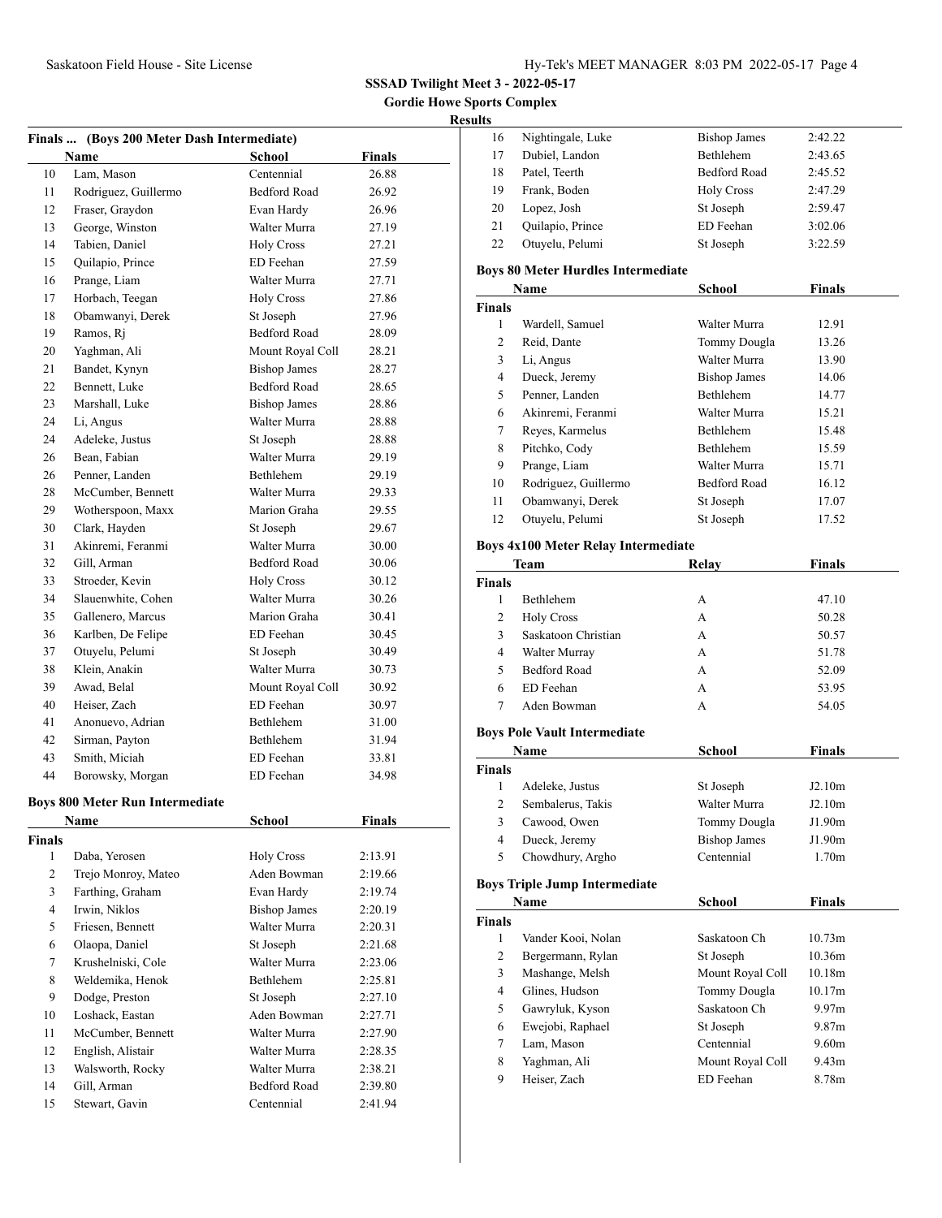**SSSAD Twilight Meet 3 - 2022-05-17**

**Gordie Howe Sports Complex**

**Results**

**Finals ... (Boys 200 Meter Dash Intermediate)**

| | Name | School | Finals |
|---|---|---|---|
| 10 | Lam, Mason | Centennial | 26.88 |
| 11 | Rodriguez, Guillermo | Bedford Road | 26.92 |
| 12 | Fraser, Graydon | Evan Hardy | 26.96 |
| 13 | George, Winston | Walter Murra | 27.19 |
| 14 | Tabien, Daniel | Holy Cross | 27.21 |
| 15 | Quilapio, Prince | ED Feehan | 27.59 |
| 16 | Prange, Liam | Walter Murra | 27.71 |
| 17 | Horbach, Teegan | Holy Cross | 27.86 |
| 18 | Obamwanyi, Derek | St Joseph | 27.96 |
| 19 | Ramos, Rj | Bedford Road | 28.09 |
| 20 | Yaghman, Ali | Mount Royal Coll | 28.21 |
| 21 | Bandet, Kynyn | Bishop James | 28.27 |
| 22 | Bennett, Luke | Bedford Road | 28.65 |
| 23 | Marshall, Luke | Bishop James | 28.86 |
| 24 | Li, Angus | Walter Murra | 28.88 |
| 24 | Adeleke, Justus | St Joseph | 28.88 |
| 26 | Bean, Fabian | Walter Murra | 29.19 |
| 26 | Penner, Landen | Bethlehem | 29.19 |
| 28 | McCumber, Bennett | Walter Murra | 29.33 |
| 29 | Wotherspoon, Maxx | Marion Graha | 29.55 |
| 30 | Clark, Hayden | St Joseph | 29.67 |
| 31 | Akinremi, Feranmi | Walter Murra | 30.00 |
| 32 | Gill, Arman | Bedford Road | 30.06 |
| 33 | Stroeder, Kevin | Holy Cross | 30.12 |
| 34 | Slauenwhite, Cohen | Walter Murra | 30.26 |
| 35 | Gallenero, Marcus | Marion Graha | 30.41 |
| 36 | Karlben, De Felipe | ED Feehan | 30.45 |
| 37 | Otuyelu, Pelumi | St Joseph | 30.49 |
| 38 | Klein, Anakin | Walter Murra | 30.73 |
| 39 | Awad, Belal | Mount Royal Coll | 30.92 |
| 40 | Heiser, Zach | ED Feehan | 30.97 |
| 41 | Anonuevo, Adrian | Bethlehem | 31.00 |
| 42 | Sirman, Payton | Bethlehem | 31.94 |
| 43 | Smith, Miciah | ED Feehan | 33.81 |
| 44 | Borowsky, Morgan | ED Feehan | 34.98 |

**Boys 800 Meter Run Intermediate**

| | Name | School | Finals |
|---|---|---|---|
| **Finals** | | | |
| 1 | Daba, Yerosen | Holy Cross | 2:13.91 |
| 2 | Trejo Monroy, Mateo | Aden Bowman | 2:19.66 |
| 3 | Farthing, Graham | Evan Hardy | 2:19.74 |
| 4 | Irwin, Niklos | Bishop James | 2:20.19 |
| 5 | Friesen, Bennett | Walter Murra | 2:20.31 |
| 6 | Olaopa, Daniel | St Joseph | 2:21.68 |
| 7 | Krushelniski, Cole | Walter Murra | 2:23.06 |
| 8 | Weldemika, Henok | Bethlehem | 2:25.81 |
| 9 | Dodge, Preston | St Joseph | 2:27.10 |
| 10 | Loshack, Eastan | Aden Bowman | 2:27.71 |
| 11 | McCumber, Bennett | Walter Murra | 2:27.90 |
| 12 | English, Alistair | Walter Murra | 2:28.35 |
| 13 | Walsworth, Rocky | Walter Murra | 2:38.21 |
| 14 | Gill, Arman | Bedford Road | 2:39.80 |
| 15 | Stewart, Gavin | Centennial | 2:41.94 |
| 16 | Nightingale, Luke | Bishop James | 2:42.22 |
| 17 | Dubiel, Landon | Bethlehem | 2:43.65 |
| 18 | Patel, Teerth | Bedford Road | 2:45.52 |
| 19 | Frank, Boden | Holy Cross | 2:47.29 |
| 20 | Lopez, Josh | St Joseph | 2:59.47 |
| 21 | Quilapio, Prince | ED Feehan | 3:02.06 |
| 22 | Otuyelu, Pelumi | St Joseph | 3:22.59 |

**Boys 80 Meter Hurdles Intermediate**

| | Name | School | Finals |
|---|---|---|---|
| **Finals** | | | |
| 1 | Wardell, Samuel | Walter Murra | 12.91 |
| 2 | Reid, Dante | Tommy Dougla | 13.26 |
| 3 | Li, Angus | Walter Murra | 13.90 |
| 4 | Dueck, Jeremy | Bishop James | 14.06 |
| 5 | Penner, Landen | Bethlehem | 14.77 |
| 6 | Akinremi, Feranmi | Walter Murra | 15.21 |
| 7 | Reyes, Karmelus | Bethlehem | 15.48 |
| 8 | Pitchko, Cody | Bethlehem | 15.59 |
| 9 | Prange, Liam | Walter Murra | 15.71 |
| 10 | Rodriguez, Guillermo | Bedford Road | 16.12 |
| 11 | Obamwanyi, Derek | St Joseph | 17.07 |
| 12 | Otuyelu, Pelumi | St Joseph | 17.52 |

**Boys 4x100 Meter Relay Intermediate**

| | Team | Relay | Finals |
|---|---|---|---|
| **Finals** | | | |
| 1 | Bethlehem | A | 47.10 |
| 2 | Holy Cross | A | 50.28 |
| 3 | Saskatoon Christian | A | 50.57 |
| 4 | Walter Murray | A | 51.78 |
| 5 | Bedford Road | A | 52.09 |
| 6 | ED Feehan | A | 53.95 |
| 7 | Aden Bowman | A | 54.05 |

**Boys Pole Vault Intermediate**

| | Name | School | Finals |
|---|---|---|---|
| **Finals** | | | |
| 1 | Adeleke, Justus | St Joseph | J2.10m |
| 2 | Sembalerus, Takis | Walter Murra | J2.10m |
| 3 | Cawood, Owen | Tommy Dougla | J1.90m |
| 4 | Dueck, Jeremy | Bishop James | J1.90m |
| 5 | Chowdhury, Argho | Centennial | 1.70m |

**Boys Triple Jump Intermediate**

| | Name | School | Finals |
|---|---|---|---|
| **Finals** | | | |
| 1 | Vander Kooi, Nolan | Saskatoon Ch | 10.73m |
| 2 | Bergermann, Rylan | St Joseph | 10.36m |
| 3 | Mashange, Melsh | Mount Royal Coll | 10.18m |
| 4 | Glines, Hudson | Tommy Dougla | 10.17m |
| 5 | Gawryluk, Kyson | Saskatoon Ch | 9.97m |
| 6 | Ewejobi, Raphael | St Joseph | 9.87m |
| 7 | Lam, Mason | Centennial | 9.60m |
| 8 | Yaghman, Ali | Mount Royal Coll | 9.43m |
| 9 | Heiser, Zach | ED Feehan | 8.78m |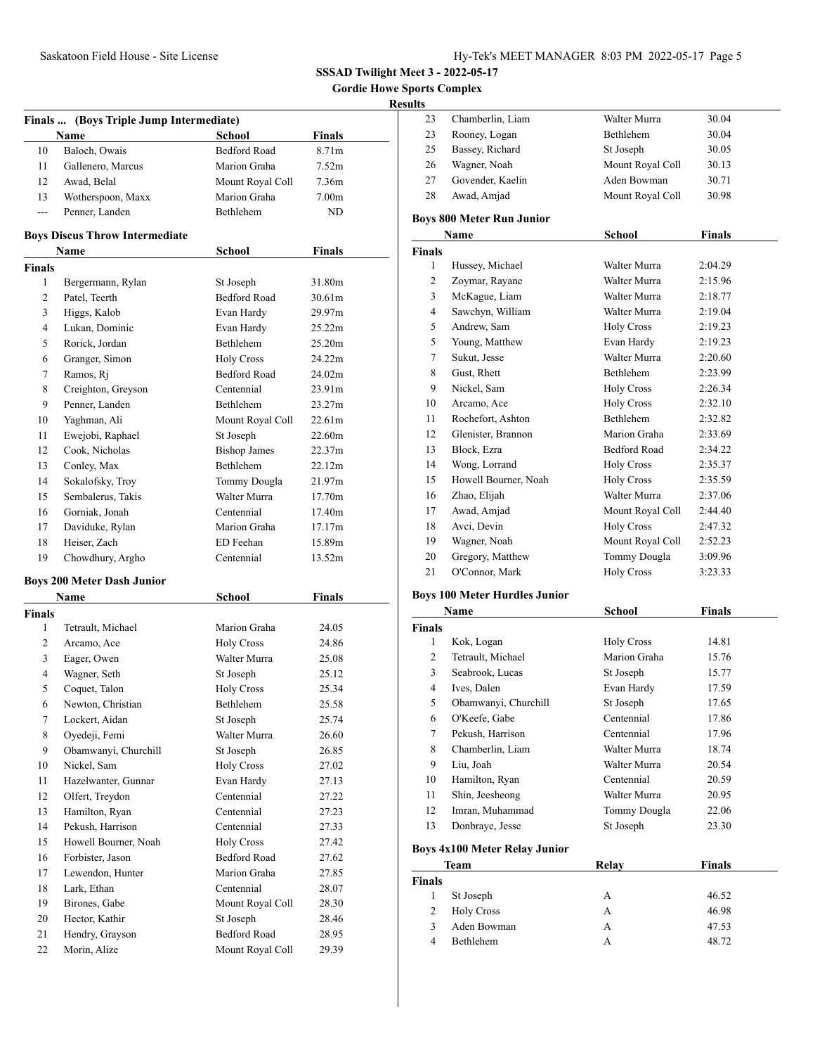**SSSAD Twilight Meet 3 - 2022-05-17**

**Gordie Howe Sports Complex**

**Results**

### Finals ... (Boys Triple Jump Intermediate)

| | Name | School | Finals |
|---|---|---|---|
| 10 | Baloch, Owais | Bedford Road | 8.71m |
| 11 | Gallenero, Marcus | Marion Graha | 7.52m |
| 12 | Awad, Belal | Mount Royal Coll | 7.36m |
| 13 | Wotherspoon, Maxx | Marion Graha | 7.00m |
| --- | Penner, Landen | Bethlehem | ND |

### Boys Discus Throw Intermediate

| | Name | School | Finals |
|---|---|---|---|
| **Finals** | | | |
| 1 | Bergermann, Rylan | St Joseph | 31.80m |
| 2 | Patel, Teerth | Bedford Road | 30.61m |
| 3 | Higgs, Kalob | Evan Hardy | 29.97m |
| 4 | Lukan, Dominic | Evan Hardy | 25.22m |
| 5 | Rorick, Jordan | Bethlehem | 25.20m |
| 6 | Granger, Simon | Holy Cross | 24.22m |
| 7 | Ramos, Rj | Bedford Road | 24.02m |
| 8 | Creighton, Greyson | Centennial | 23.91m |
| 9 | Penner, Landen | Bethlehem | 23.27m |
| 10 | Yaghman, Ali | Mount Royal Coll | 22.61m |
| 11 | Ewejobi, Raphael | St Joseph | 22.60m |
| 12 | Cook, Nicholas | Bishop James | 22.37m |
| 13 | Conley, Max | Bethlehem | 22.12m |
| 14 | Sokalofsky, Troy | Tommy Dougla | 21.97m |
| 15 | Sembalerus, Takis | Walter Murra | 17.70m |
| 16 | Gorniak, Jonah | Centennial | 17.40m |
| 17 | Daviduke, Rylan | Marion Graha | 17.17m |
| 18 | Heiser, Zach | ED Feehan | 15.89m |
| 19 | Chowdhury, Argho | Centennial | 13.52m |

### Boys 200 Meter Dash Junior

| | Name | School | Finals |
|---|---|---|---|
| **Finals** | | | |
| 1 | Tetrault, Michael | Marion Graha | 24.05 |
| 2 | Arcamo, Ace | Holy Cross | 24.86 |
| 3 | Eager, Owen | Walter Murra | 25.08 |
| 4 | Wagner, Seth | St Joseph | 25.12 |
| 5 | Coquet, Talon | Holy Cross | 25.34 |
| 6 | Newton, Christian | Bethlehem | 25.58 |
| 7 | Lockert, Aidan | St Joseph | 25.74 |
| 8 | Oyedeji, Femi | Walter Murra | 26.60 |
| 9 | Obamwanyi, Churchill | St Joseph | 26.85 |
| 10 | Nickel, Sam | Holy Cross | 27.02 |
| 11 | Hazelwanter, Gunnar | Evan Hardy | 27.13 |
| 12 | Olfert, Treydon | Centennial | 27.22 |
| 13 | Hamilton, Ryan | Centennial | 27.23 |
| 14 | Pekush, Harrison | Centennial | 27.33 |
| 15 | Howell Bourner, Noah | Holy Cross | 27.42 |
| 16 | Forbister, Jason | Bedford Road | 27.62 |
| 17 | Lewendon, Hunter | Marion Graha | 27.85 |
| 18 | Lark, Ethan | Centennial | 28.07 |
| 19 | Birones, Gabe | Mount Royal Coll | 28.30 |
| 20 | Hector, Kathir | St Joseph | 28.46 |
| 21 | Hendry, Grayson | Bedford Road | 28.95 |
| 22 | Morin, Alize | Mount Royal Coll | 29.39 |
| 23 | Chamberlin, Liam | Walter Murra | 30.04 |
| 23 | Rooney, Logan | Bethlehem | 30.04 |
| 25 | Bassey, Richard | St Joseph | 30.05 |
| 26 | Wagner, Noah | Mount Royal Coll | 30.13 |
| 27 | Govender, Kaelin | Aden Bowman | 30.71 |
| 28 | Awad, Amjad | Mount Royal Coll | 30.98 |

### Boys 800 Meter Run Junior

| | Name | School | Finals |
|---|---|---|---|
| **Finals** | | | |
| 1 | Hussey, Michael | Walter Murra | 2:04.29 |
| 2 | Zoymar, Rayane | Walter Murra | 2:15.96 |
| 3 | McKague, Liam | Walter Murra | 2:18.77 |
| 4 | Sawchyn, William | Walter Murra | 2:19.04 |
| 5 | Andrew, Sam | Holy Cross | 2:19.23 |
| 5 | Young, Matthew | Evan Hardy | 2:19.23 |
| 7 | Sukut, Jesse | Walter Murra | 2:20.60 |
| 8 | Gust, Rhett | Bethlehem | 2:23.99 |
| 9 | Nickel, Sam | Holy Cross | 2:26.34 |
| 10 | Arcamo, Ace | Holy Cross | 2:32.10 |
| 11 | Rochefort, Ashton | Bethlehem | 2:32.82 |
| 12 | Glenister, Brannon | Marion Graha | 2:33.69 |
| 13 | Block, Ezra | Bedford Road | 2:34.22 |
| 14 | Wong, Lorrand | Holy Cross | 2:35.37 |
| 15 | Howell Bourner, Noah | Holy Cross | 2:35.59 |
| 16 | Zhao, Elijah | Walter Murra | 2:37.06 |
| 17 | Awad, Amjad | Mount Royal Coll | 2:44.40 |
| 18 | Avci, Devin | Holy Cross | 2:47.32 |
| 19 | Wagner, Noah | Mount Royal Coll | 2:52.23 |
| 20 | Gregory, Matthew | Tommy Dougla | 3:09.96 |
| 21 | O'Connor, Mark | Holy Cross | 3:23.33 |

### Boys 100 Meter Hurdles Junior

| | Name | School | Finals |
|---|---|---|---|
| **Finals** | | | |
| 1 | Kok, Logan | Holy Cross | 14.81 |
| 2 | Tetrault, Michael | Marion Graha | 15.76 |
| 3 | Seabrook, Lucas | St Joseph | 15.77 |
| 4 | Ives, Dalen | Evan Hardy | 17.59 |
| 5 | Obamwanyi, Churchill | St Joseph | 17.65 |
| 6 | O'Keefe, Gabe | Centennial | 17.86 |
| 7 | Pekush, Harrison | Centennial | 17.96 |
| 8 | Chamberlin, Liam | Walter Murra | 18.74 |
| 9 | Liu, Joah | Walter Murra | 20.54 |
| 10 | Hamilton, Ryan | Centennial | 20.59 |
| 11 | Shin, Jeesheong | Walter Murra | 20.95 |
| 12 | Imran, Muhammad | Tommy Dougla | 22.06 |
| 13 | Donbraye, Jesse | St Joseph | 23.30 |

### Boys 4x100 Meter Relay Junior

| | Team | Relay | Finals |
|---|---|---|---|
| **Finals** | | | |
| 1 | St Joseph | A | 46.52 |
| 2 | Holy Cross | A | 46.98 |
| 3 | Aden Bowman | A | 47.53 |
| 4 | Bethlehem | A | 48.72 |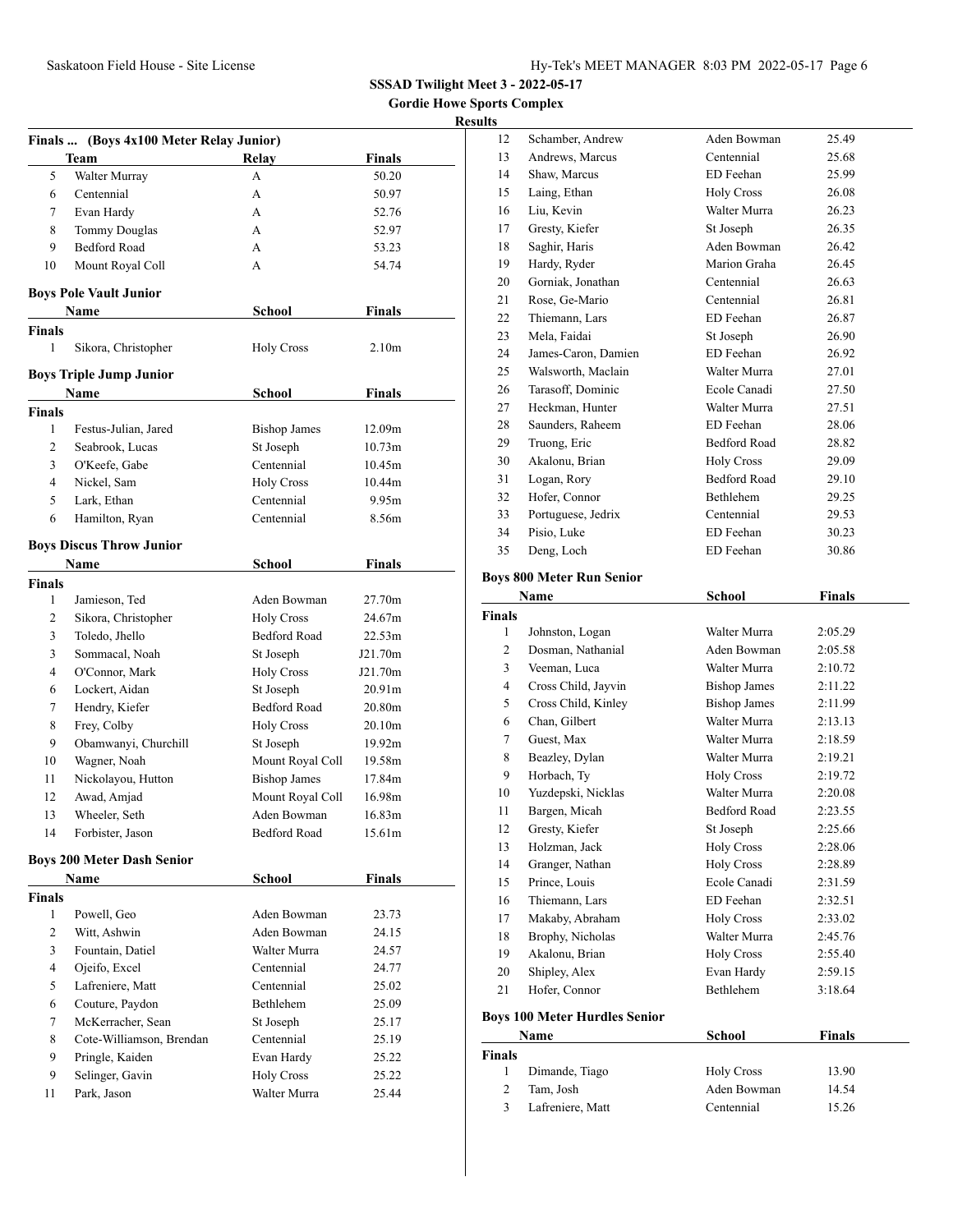**SSSAD Twilight Meet 3 - 2022-05-17**

**Gordie Howe Sports Complex**

**Results**

### Finals ... (Boys 4x100 Meter Relay Junior)

| | Team | Relay | Finals |
|---|---|---|---|
| 5 | Walter Murray | A | 50.20 |
| 6 | Centennial | A | 50.97 |
| 7 | Evan Hardy | A | 52.76 |
| 8 | Tommy Douglas | A | 52.97 |
| 9 | Bedford Road | A | 53.23 |
| 10 | Mount Royal Coll | A | 54.74 |

### Boys Pole Vault Junior

| | Name | School | Finals |
|---|---|---|---|
| **Finals** | | | |
| 1 | Sikora, Christopher | Holy Cross | 2.10m |

### Boys Triple Jump Junior

| | Name | School | Finals |
|---|---|---|---|
| **Finals** | | | |
| 1 | Festus-Julian, Jared | Bishop James | 12.09m |
| 2 | Seabrook, Lucas | St Joseph | 10.73m |
| 3 | O'Keefe, Gabe | Centennial | 10.45m |
| 4 | Nickel, Sam | Holy Cross | 10.44m |
| 5 | Lark, Ethan | Centennial | 9.95m |
| 6 | Hamilton, Ryan | Centennial | 8.56m |

### Boys Discus Throw Junior

| | Name | School | Finals |
|---|---|---|---|
| **Finals** | | | |
| 1 | Jamieson, Ted | Aden Bowman | 27.70m |
| 2 | Sikora, Christopher | Holy Cross | 24.67m |
| 3 | Toledo, Jhello | Bedford Road | 22.53m |
| 3 | Sommacal, Noah | St Joseph | J21.70m |
| 4 | O'Connor, Mark | Holy Cross | J21.70m |
| 6 | Lockert, Aidan | St Joseph | 20.91m |
| 7 | Hendry, Kiefer | Bedford Road | 20.80m |
| 8 | Frey, Colby | Holy Cross | 20.10m |
| 9 | Obamwanyi, Churchill | St Joseph | 19.92m |
| 10 | Wagner, Noah | Mount Royal Coll | 19.58m |
| 11 | Nickolayou, Hutton | Bishop James | 17.84m |
| 12 | Awad, Amjad | Mount Royal Coll | 16.98m |
| 13 | Wheeler, Seth | Aden Bowman | 16.83m |
| 14 | Forbister, Jason | Bedford Road | 15.61m |

### Boys 200 Meter Dash Senior

| | Name | School | Finals |
|---|---|---|---|
| **Finals** | | | |
| 1 | Powell, Geo | Aden Bowman | 23.73 |
| 2 | Witt, Ashwin | Aden Bowman | 24.15 |
| 3 | Fountain, Datiel | Walter Murra | 24.57 |
| 4 | Ojeifo, Excel | Centennial | 24.77 |
| 5 | Lafreniere, Matt | Centennial | 25.02 |
| 6 | Couture, Paydon | Bethlehem | 25.09 |
| 7 | McKerracher, Sean | St Joseph | 25.17 |
| 8 | Cote-Williamson, Brendan | Centennial | 25.19 |
| 9 | Pringle, Kaiden | Evan Hardy | 25.22 |
| 9 | Selinger, Gavin | Holy Cross | 25.22 |
| 11 | Park, Jason | Walter Murra | 25.44 |
| 12 | Schamber, Andrew | Aden Bowman | 25.49 |
| 13 | Andrews, Marcus | Centennial | 25.68 |
| 14 | Shaw, Marcus | ED Feehan | 25.99 |
| 15 | Laing, Ethan | Holy Cross | 26.08 |
| 16 | Liu, Kevin | Walter Murra | 26.23 |
| 17 | Gresty, Kiefer | St Joseph | 26.35 |
| 18 | Saghir, Haris | Aden Bowman | 26.42 |
| 19 | Hardy, Ryder | Marion Graha | 26.45 |
| 20 | Gorniak, Jonathan | Centennial | 26.63 |
| 21 | Rose, Ge-Mario | Centennial | 26.81 |
| 22 | Thiemann, Lars | ED Feehan | 26.87 |
| 23 | Mela, Faidai | St Joseph | 26.90 |
| 24 | James-Caron, Damien | ED Feehan | 26.92 |
| 25 | Walsworth, Maclain | Walter Murra | 27.01 |
| 26 | Tarasoff, Dominic | Ecole Canadi | 27.50 |
| 27 | Heckman, Hunter | Walter Murra | 27.51 |
| 28 | Saunders, Raheem | ED Feehan | 28.06 |
| 29 | Truong, Eric | Bedford Road | 28.82 |
| 30 | Akalonu, Brian | Holy Cross | 29.09 |
| 31 | Logan, Rory | Bedford Road | 29.10 |
| 32 | Hofer, Connor | Bethlehem | 29.25 |
| 33 | Portuguese, Jedrix | Centennial | 29.53 |
| 34 | Pisio, Luke | ED Feehan | 30.23 |
| 35 | Deng, Loch | ED Feehan | 30.86 |

### Boys 800 Meter Run Senior

| | Name | School | Finals |
|---|---|---|---|
| **Finals** | | | |
| 1 | Johnston, Logan | Walter Murra | 2:05.29 |
| 2 | Dosman, Nathanial | Aden Bowman | 2:05.58 |
| 3 | Veeman, Luca | Walter Murra | 2:10.72 |
| 4 | Cross Child, Jayvin | Bishop James | 2:11.22 |
| 5 | Cross Child, Kinley | Bishop James | 2:11.99 |
| 6 | Chan, Gilbert | Walter Murra | 2:13.13 |
| 7 | Guest, Max | Walter Murra | 2:18.59 |
| 8 | Beazley, Dylan | Walter Murra | 2:19.21 |
| 9 | Horbach, Ty | Holy Cross | 2:19.72 |
| 10 | Yuzdepski, Nicklas | Walter Murra | 2:20.08 |
| 11 | Bargen, Micah | Bedford Road | 2:23.55 |
| 12 | Gresty, Kiefer | St Joseph | 2:25.66 |
| 13 | Holzman, Jack | Holy Cross | 2:28.06 |
| 14 | Granger, Nathan | Holy Cross | 2:28.89 |
| 15 | Prince, Louis | Ecole Canadi | 2:31.59 |
| 16 | Thiemann, Lars | ED Feehan | 2:32.51 |
| 17 | Makaby, Abraham | Holy Cross | 2:33.02 |
| 18 | Brophy, Nicholas | Walter Murra | 2:45.76 |
| 19 | Akalonu, Brian | Holy Cross | 2:55.40 |
| 20 | Shipley, Alex | Evan Hardy | 2:59.15 |
| 21 | Hofer, Connor | Bethlehem | 3:18.64 |

### Boys 100 Meter Hurdles Senior

| | Name | School | Finals |
|---|---|---|---|
| **Finals** | | | |
| 1 | Dimande, Tiago | Holy Cross | 13.90 |
| 2 | Tam, Josh | Aden Bowman | 14.54 |
| 3 | Lafreniere, Matt | Centennial | 15.26 |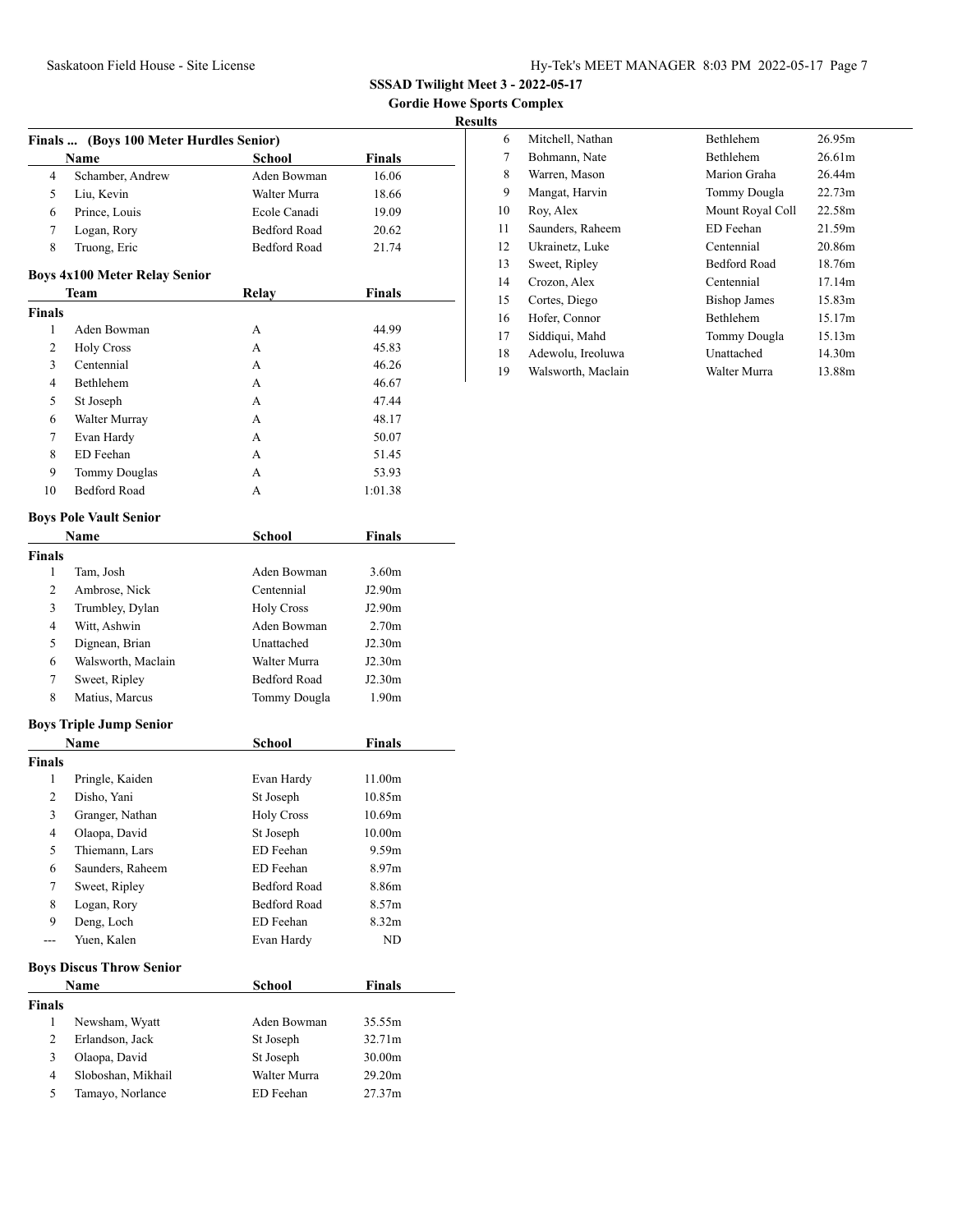**SSSAD Twilight Meet 3 - 2022-05-17**

**Gordie Howe Sports Complex**

**Results**

### Finals ... (Boys 100 Meter Hurdles Senior)

| | Name | School | Finals |
|---|---|---|---|
| 4 | Schamber, Andrew | Aden Bowman | 16.06 |
| 5 | Liu, Kevin | Walter Murra | 18.66 |
| 6 | Prince, Louis | Ecole Canadi | 19.09 |
| 7 | Logan, Rory | Bedford Road | 20.62 |
| 8 | Truong, Eric | Bedford Road | 21.74 |

### Boys 4x100 Meter Relay Senior

| | Team | Relay | Finals |
|---|---|---|---|
| **Finals** | | | |
| 1 | Aden Bowman | A | 44.99 |
| 2 | Holy Cross | A | 45.83 |
| 3 | Centennial | A | 46.26 |
| 4 | Bethlehem | A | 46.67 |
| 5 | St Joseph | A | 47.44 |
| 6 | Walter Murray | A | 48.17 |
| 7 | Evan Hardy | A | 50.07 |
| 8 | ED Feehan | A | 51.45 |
| 9 | Tommy Douglas | A | 53.93 |
| 10 | Bedford Road | A | 1:01.38 |

### Boys Pole Vault Senior

| | Name | School | Finals |
|---|---|---|---|
| **Finals** | | | |
| 1 | Tam, Josh | Aden Bowman | 3.60m |
| 2 | Ambrose, Nick | Centennial | J2.90m |
| 3 | Trumbley, Dylan | Holy Cross | J2.90m |
| 4 | Witt, Ashwin | Aden Bowman | 2.70m |
| 5 | Dignean, Brian | Unattached | J2.30m |
| 6 | Walsworth, Maclain | Walter Murra | J2.30m |
| 7 | Sweet, Ripley | Bedford Road | J2.30m |
| 8 | Matius, Marcus | Tommy Dougla | 1.90m |

### Boys Triple Jump Senior

| | Name | School | Finals |
|---|---|---|---|
| **Finals** | | | |
| 1 | Pringle, Kaiden | Evan Hardy | 11.00m |
| 2 | Disho, Yani | St Joseph | 10.85m |
| 3 | Granger, Nathan | Holy Cross | 10.69m |
| 4 | Olaopa, David | St Joseph | 10.00m |
| 5 | Thiemann, Lars | ED Feehan | 9.59m |
| 6 | Saunders, Raheem | ED Feehan | 8.97m |
| 7 | Sweet, Ripley | Bedford Road | 8.86m |
| 8 | Logan, Rory | Bedford Road | 8.57m |
| 9 | Deng, Loch | ED Feehan | 8.32m |
| --- | Yuen, Kalen | Evan Hardy | ND |

### Boys Discus Throw Senior

| | Name | School | Finals |
|---|---|---|---|
| **Finals** | | | |
| 1 | Newsham, Wyatt | Aden Bowman | 35.55m |
| 2 | Erlandson, Jack | St Joseph | 32.71m |
| 3 | Olaopa, David | St Joseph | 30.00m |
| 4 | Sloboshan, Mikhail | Walter Murra | 29.20m |
| 5 | Tamayo, Norlance | ED Feehan | 27.37m |
| 6 | Mitchell, Nathan | Bethlehem | 26.95m |
| 7 | Bohmann, Nate | Bethlehem | 26.61m |
| 8 | Warren, Mason | Marion Graha | 26.44m |
| 9 | Mangat, Harvin | Tommy Dougla | 22.73m |
| 10 | Roy, Alex | Mount Royal Coll | 22.58m |
| 11 | Saunders, Raheem | ED Feehan | 21.59m |
| 12 | Ukrainetz, Luke | Centennial | 20.86m |
| 13 | Sweet, Ripley | Bedford Road | 18.76m |
| 14 | Crozon, Alex | Centennial | 17.14m |
| 15 | Cortes, Diego | Bishop James | 15.83m |
| 16 | Hofer, Connor | Bethlehem | 15.17m |
| 17 | Siddiqui, Mahd | Tommy Dougla | 15.13m |
| 18 | Adewolu, Ireoluwa | Unattached | 14.30m |
| 19 | Walsworth, Maclain | Walter Murra | 13.88m |